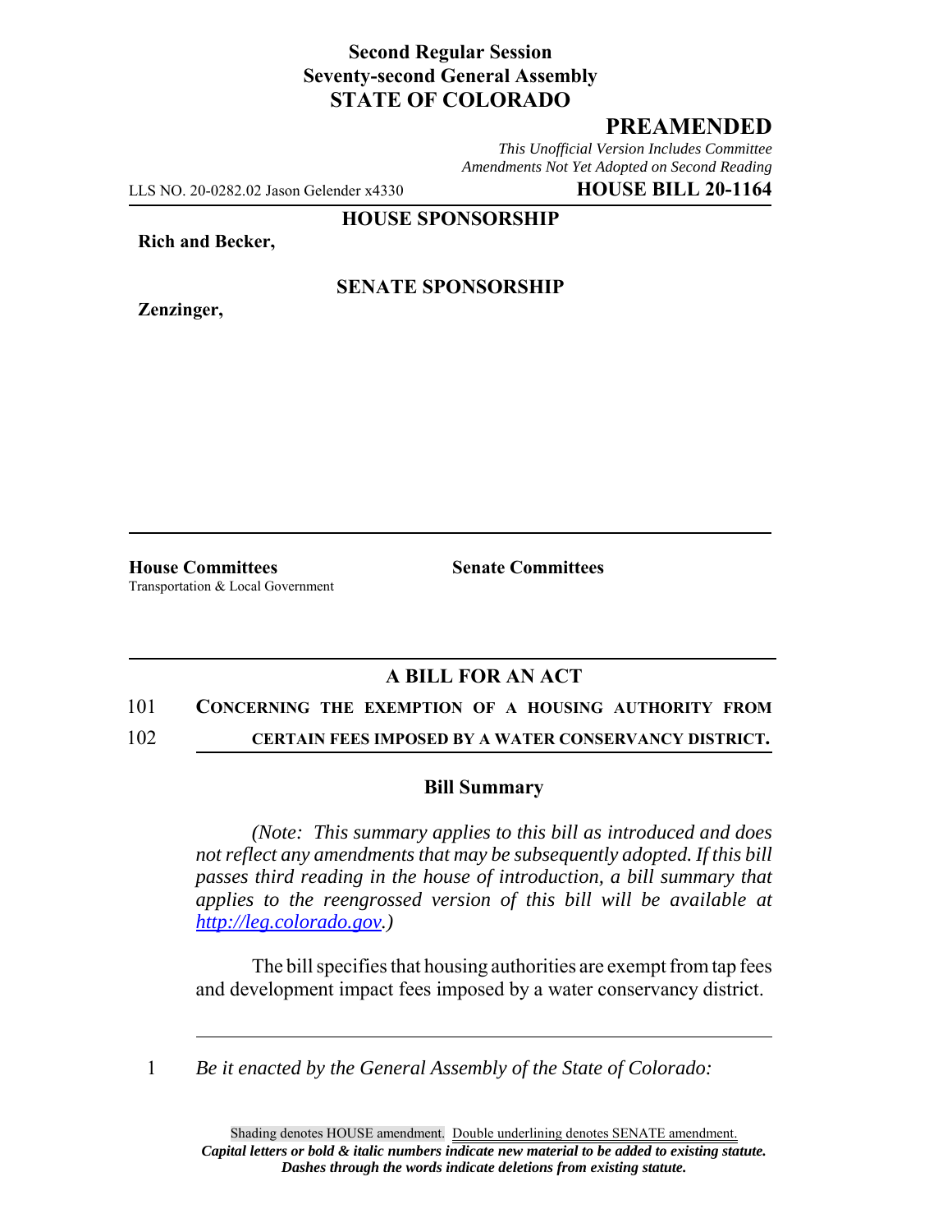**Second Regular Session**
**Seventy-second General Assembly**
**STATE OF COLORADO**

# PREAMENDED

*This Unofficial Version Includes Committee Amendments Not Yet Adopted on Second Reading*

LLS NO. 20-0282.02 Jason Gelender x4330 **HOUSE BILL 20-1164**

**HOUSE SPONSORSHIP**

**Rich and Becker,**

**SENATE SPONSORSHIP**

**Zenzinger,**

**House Committees**
Transportation & Local Government

**Senate Committees**

## A BILL FOR AN ACT

101 **CONCERNING THE EXEMPTION OF A HOUSING AUTHORITY FROM**
102 **CERTAIN FEES IMPOSED BY A WATER CONSERVANCY DISTRICT.**

### Bill Summary

*(Note: This summary applies to this bill as introduced and does not reflect any amendments that may be subsequently adopted. If this bill passes third reading in the house of introduction, a bill summary that applies to the reengrossed version of this bill will be available at http://leg.colorado.gov.)*

The bill specifies that housing authorities are exempt from tap fees and development impact fees imposed by a water conservancy district.

1 *Be it enacted by the General Assembly of the State of Colorado:*

Shading denotes HOUSE amendment. Double underlining denotes SENATE amendment.
***Capital letters or bold & italic numbers indicate new material to be added to existing statute.***
***Dashes through the words indicate deletions from existing statute.***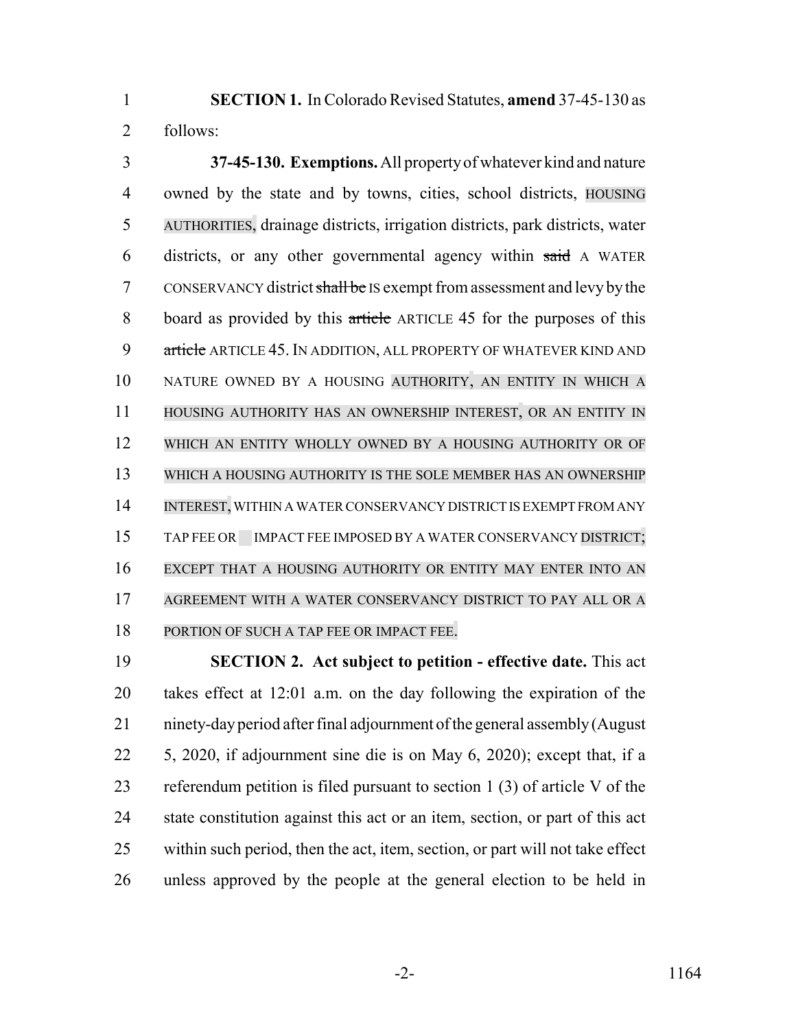**SECTION 1.** In Colorado Revised Statutes, **amend** 37-45-130 as follows:

**37-45-130. Exemptions.** All property of whatever kind and nature owned by the state and by towns, cities, school districts, HOUSING AUTHORITIES, drainage districts, irrigation districts, park districts, water districts, or any other governmental agency within ~~said~~ A WATER CONSERVANCY district ~~shall be~~ IS exempt from assessment and levy by the board as provided by this ~~article~~ ARTICLE 45 for the purposes of this ~~article~~ ARTICLE 45. IN ADDITION, ALL PROPERTY OF WHATEVER KIND AND NATURE OWNED BY A HOUSING AUTHORITY, AN ENTITY IN WHICH A HOUSING AUTHORITY HAS AN OWNERSHIP INTEREST, OR AN ENTITY IN WHICH AN ENTITY WHOLLY OWNED BY A HOUSING AUTHORITY OR OF WHICH A HOUSING AUTHORITY IS THE SOLE MEMBER HAS AN OWNERSHIP INTEREST, WITHIN A WATER CONSERVANCY DISTRICT IS EXEMPT FROM ANY TAP FEE OR IMPACT FEE IMPOSED BY A WATER CONSERVANCY DISTRICT; EXCEPT THAT A HOUSING AUTHORITY OR ENTITY MAY ENTER INTO AN AGREEMENT WITH A WATER CONSERVANCY DISTRICT TO PAY ALL OR A PORTION OF SUCH A TAP FEE OR IMPACT FEE.

**SECTION 2. Act subject to petition - effective date.** This act takes effect at 12:01 a.m. on the day following the expiration of the ninety-day period after final adjournment of the general assembly (August 5, 2020, if adjournment sine die is on May 6, 2020); except that, if a referendum petition is filed pursuant to section 1 (3) of article V of the state constitution against this act or an item, section, or part of this act within such period, then the act, item, section, or part will not take effect unless approved by the people at the general election to be held in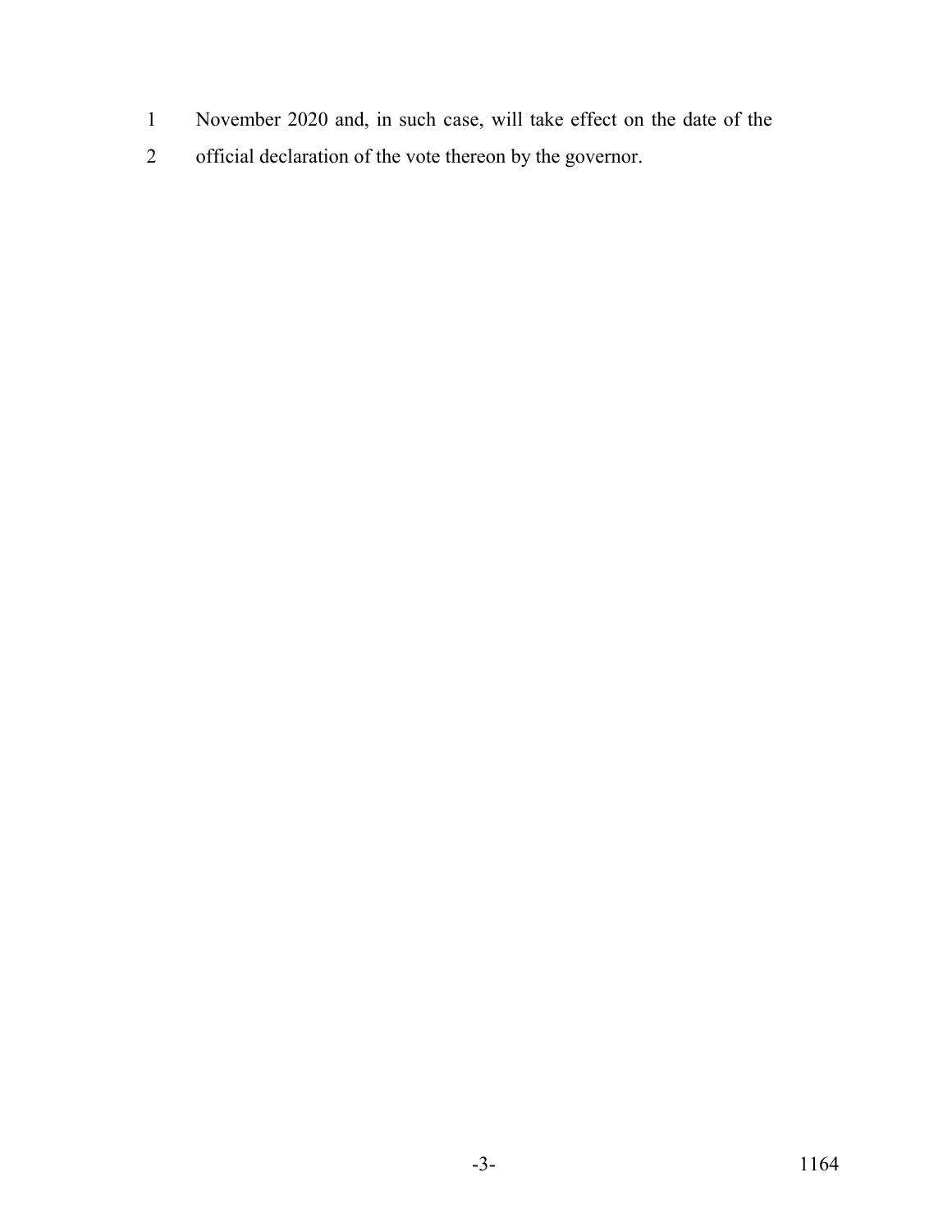November 2020 and, in such case, will take effect on the date of the official declaration of the vote thereon by the governor.